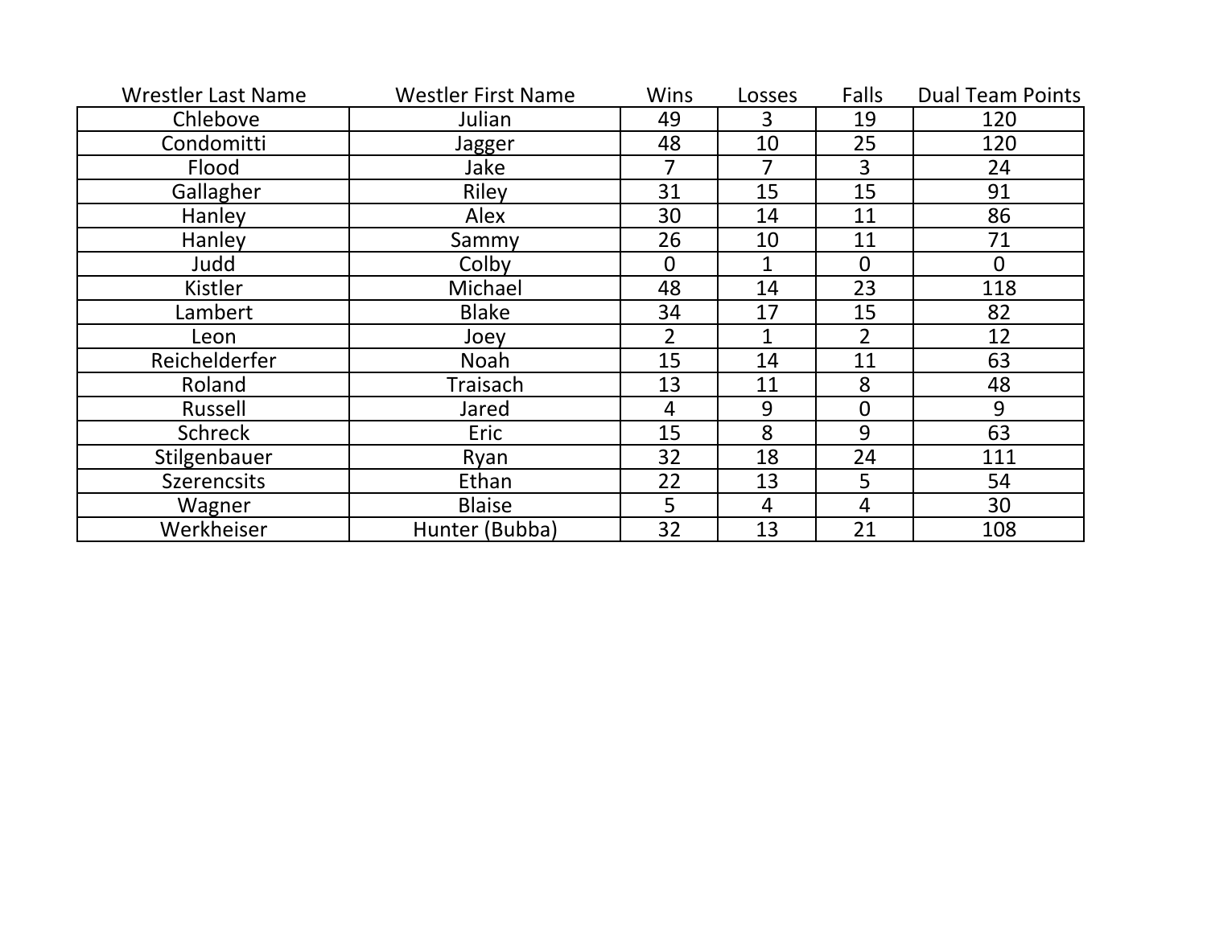| Wrestler Last Name | Westler First Name | Wins | Losses | Falls | Dual Team Points |
|---|---|---|---|---|---|
| Chlebove | Julian | 49 | 3 | 19 | 120 |
| Condomitti | Jagger | 48 | 10 | 25 | 120 |
| Flood | Jake | 7 | 7 | 3 | 24 |
| Gallagher | Riley | 31 | 15 | 15 | 91 |
| Hanley | Alex | 30 | 14 | 11 | 86 |
| Hanley | Sammy | 26 | 10 | 11 | 71 |
| Judd | Colby | 0 | 1 | 0 | 0 |
| Kistler | Michael | 48 | 14 | 23 | 118 |
| Lambert | Blake | 34 | 17 | 15 | 82 |
| Leon | Joey | 2 | 1 | 2 | 12 |
| Reichelderfer | Noah | 15 | 14 | 11 | 63 |
| Roland | Traisach | 13 | 11 | 8 | 48 |
| Russell | Jared | 4 | 9 | 0 | 9 |
| Schreck | Eric | 15 | 8 | 9 | 63 |
| Stilgenbauer | Ryan | 32 | 18 | 24 | 111 |
| Szerencsits | Ethan | 22 | 13 | 5 | 54 |
| Wagner | Blaise | 5 | 4 | 4 | 30 |
| Werkheiser | Hunter (Bubba) | 32 | 13 | 21 | 108 |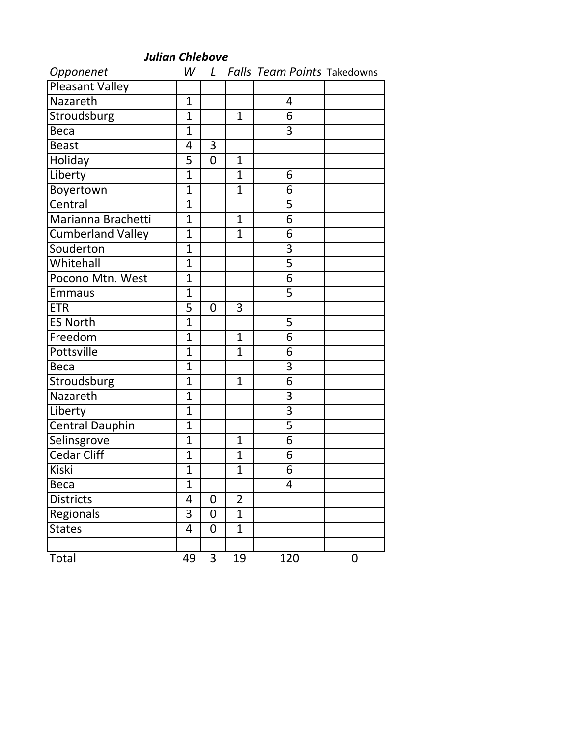***Julian Chlebove***

| *Opponenet* | *W* | *L* | *Falls* | *Team Points* | Takedowns |
|---|---|---|---|---|---|
| Pleasant Valley | | | | | |
| Nazareth | 1 | | | 4 | |
| Stroudsburg | 1 | | 1 | 6 | |
| Beca | 1 | | | 3 | |
| Beast | 4 | 3 | | | |
| Holiday | 5 | 0 | 1 | | |
| Liberty | 1 | | 1 | 6 | |
| Boyertown | 1 | | 1 | 6 | |
| Central | 1 | | | 5 | |
| Marianna Brachetti | 1 | | 1 | 6 | |
| Cumberland Valley | 1 | | 1 | 6 | |
| Souderton | 1 | | | 3 | |
| Whitehall | 1 | | | 5 | |
| Pocono Mtn. West | 1 | | | 6 | |
| Emmaus | 1 | | | 5 | |
| ETR | 5 | 0 | 3 | | |
| ES North | 1 | | | 5 | |
| Freedom | 1 | | 1 | 6 | |
| Pottsville | 1 | | 1 | 6 | |
| Beca | 1 | | | 3 | |
| Stroudsburg | 1 | | 1 | 6 | |
| Nazareth | 1 | | | 3 | |
| Liberty | 1 | | | 3 | |
| Central Dauphin | 1 | | | 5 | |
| Selinsgrove | 1 | | 1 | 6 | |
| Cedar Cliff | 1 | | 1 | 6 | |
| Kiski | 1 | | 1 | 6 | |
| Beca | 1 | | | 4 | |
| Districts | 4 | 0 | 2 | | |
| Regionals | 3 | 0 | 1 | | |
| States | 4 | 0 | 1 | | |
| | | | | | |
| Total | 49 | 3 | 19 | 120 | 0 |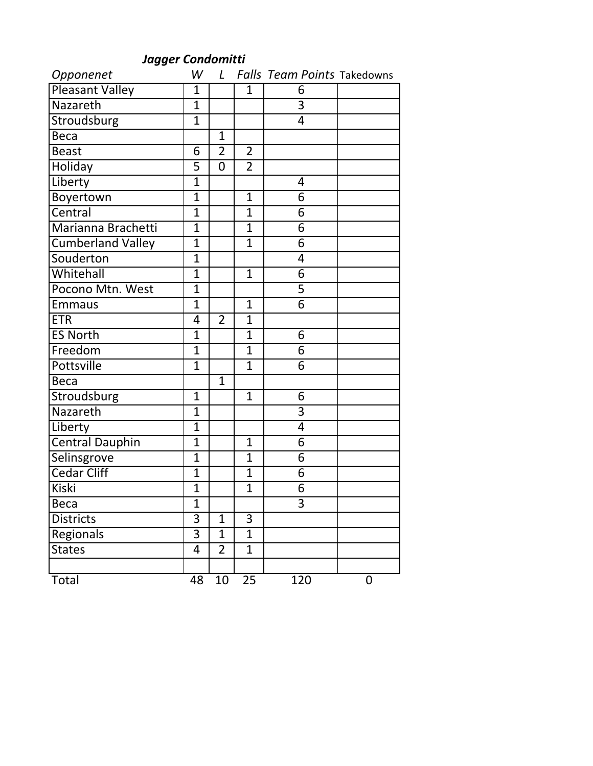***Jagger Condomitti***

| *Opponenet* | *W* | *L* | *Falls* | *Team Points* | Takedowns |
|---|---|---|---|---|---|
| Pleasant Valley | 1 | | 1 | 6 | |
| Nazareth | 1 | | | 3 | |
| Stroudsburg | 1 | | | 4 | |
| Beca | | 1 | | | |
| Beast | 6 | 2 | 2 | | |
| Holiday | 5 | 0 | 2 | | |
| Liberty | 1 | | | 4 | |
| Boyertown | 1 | | 1 | 6 | |
| Central | 1 | | 1 | 6 | |
| Marianna Brachetti | 1 | | 1 | 6 | |
| Cumberland Valley | 1 | | 1 | 6 | |
| Souderton | 1 | | | 4 | |
| Whitehall | 1 | | 1 | 6 | |
| Pocono Mtn. West | 1 | | | 5 | |
| Emmaus | 1 | | 1 | 6 | |
| ETR | 4 | 2 | 1 | | |
| ES North | 1 | | 1 | 6 | |
| Freedom | 1 | | 1 | 6 | |
| Pottsville | 1 | | 1 | 6 | |
| Beca | | 1 | | | |
| Stroudsburg | 1 | | 1 | 6 | |
| Nazareth | 1 | | | 3 | |
| Liberty | 1 | | | 4 | |
| Central Dauphin | 1 | | 1 | 6 | |
| Selinsgrove | 1 | | 1 | 6 | |
| Cedar Cliff | 1 | | 1 | 6 | |
| Kiski | 1 | | 1 | 6 | |
| Beca | 1 | | | 3 | |
| Districts | 3 | 1 | 3 | | |
| Regionals | 3 | 1 | 1 | | |
| States | 4 | 2 | 1 | | |
| | | | | | |
| Total | 48 | 10 | 25 | 120 | 0 |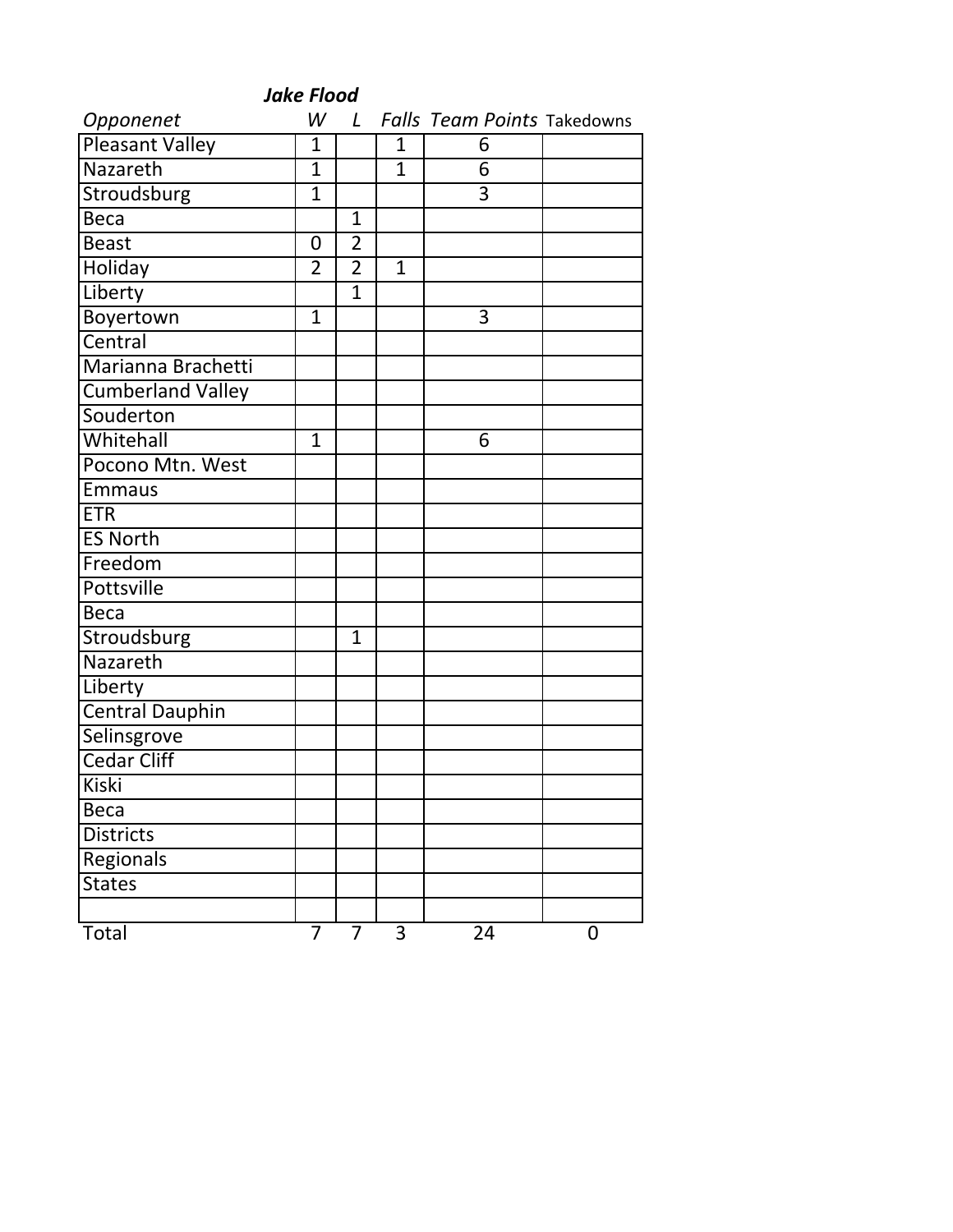***Jake Flood***

| *Opponenet* | *W* | *L* | *Falls* | *Team Points* | Takedowns |
|---|---|---|---|---|---|
| Pleasant Valley | 1 | | 1 | 6 | |
| Nazareth | 1 | | 1 | 6 | |
| Stroudsburg | 1 | | | 3 | |
| Beca | | 1 | | | |
| Beast | 0 | 2 | | | |
| Holiday | 2 | 2 | 1 | | |
| Liberty | | 1 | | | |
| Boyertown | 1 | | | 3 | |
| Central | | | | | |
| Marianna Brachetti | | | | | |
| Cumberland Valley | | | | | |
| Souderton | | | | | |
| Whitehall | 1 | | | 6 | |
| Pocono Mtn. West | | | | | |
| Emmaus | | | | | |
| ETR | | | | | |
| ES North | | | | | |
| Freedom | | | | | |
| Pottsville | | | | | |
| Beca | | | | | |
| Stroudsburg | | 1 | | | |
| Nazareth | | | | | |
| Liberty | | | | | |
| Central Dauphin | | | | | |
| Selinsgrove | | | | | |
| Cedar Cliff | | | | | |
| Kiski | | | | | |
| Beca | | | | | |
| Districts | | | | | |
| Regionals | | | | | |
| States | | | | | |
| | | | | | |
| Total | 7 | 7 | 3 | 24 | 0 |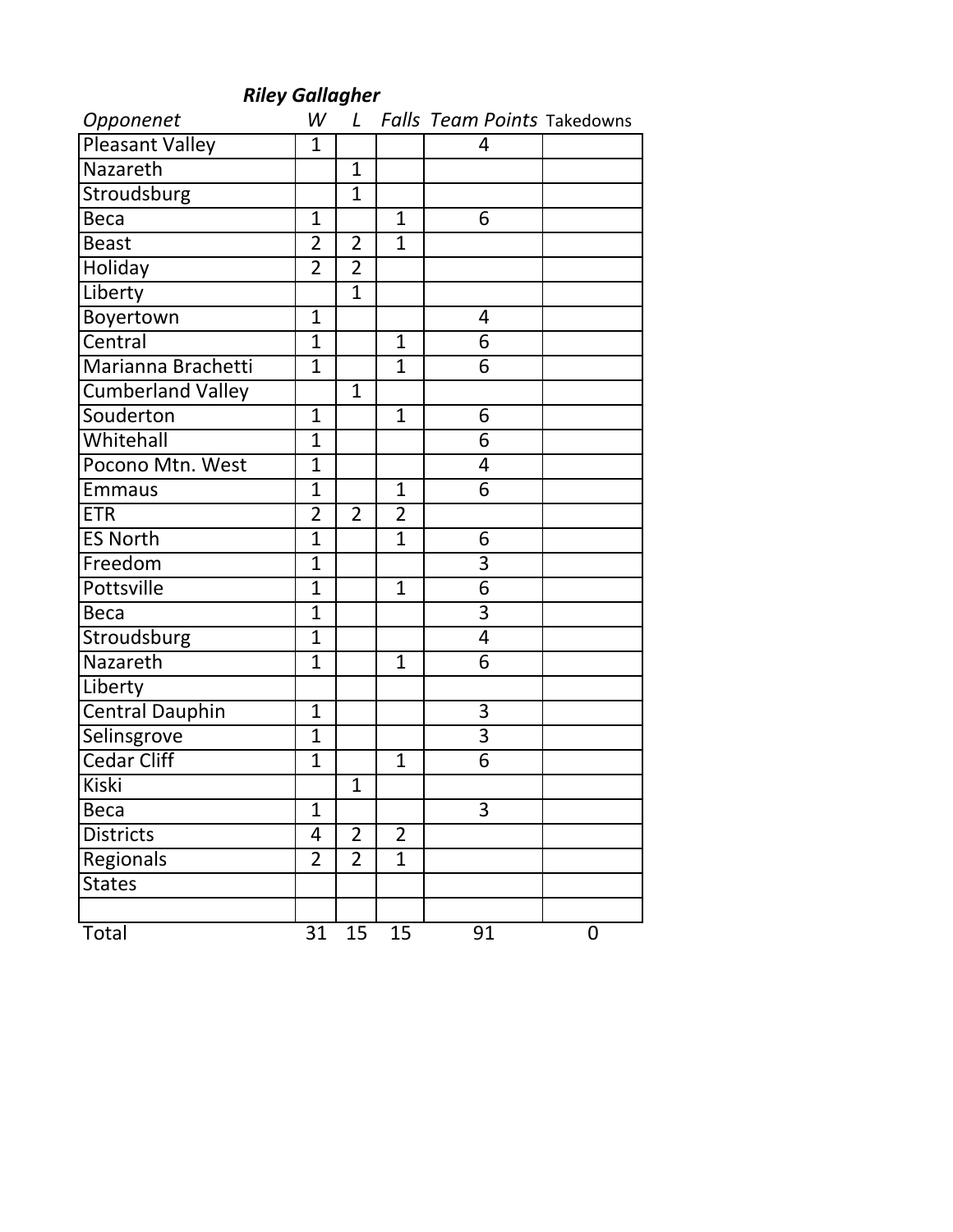**_Riley Gallagher_**

| _Opponenet_ | _W_ | _L_ | _Falls_ | _Team Points_ | Takedowns |
|---|---|---|---|---|---|
| Pleasant Valley | 1 | | | 4 | |
| Nazareth | | 1 | | | |
| Stroudsburg | | 1 | | | |
| Beca | 1 | | 1 | 6 | |
| Beast | 2 | 2 | 1 | | |
| Holiday | 2 | 2 | | | |
| Liberty | | 1 | | | |
| Boyertown | 1 | | | 4 | |
| Central | 1 | | 1 | 6 | |
| Marianna Brachetti | 1 | | 1 | 6 | |
| Cumberland Valley | | 1 | | | |
| Souderton | 1 | | 1 | 6 | |
| Whitehall | 1 | | | 6 | |
| Pocono Mtn. West | 1 | | | 4 | |
| Emmaus | 1 | | 1 | 6 | |
| ETR | 2 | 2 | 2 | | |
| ES North | 1 | | 1 | 6 | |
| Freedom | 1 | | | 3 | |
| Pottsville | 1 | | 1 | 6 | |
| Beca | 1 | | | 3 | |
| Stroudsburg | 1 | | | 4 | |
| Nazareth | 1 | | 1 | 6 | |
| Liberty | | | | | |
| Central Dauphin | 1 | | | 3 | |
| Selinsgrove | 1 | | | 3 | |
| Cedar Cliff | 1 | | 1 | 6 | |
| Kiski | | 1 | | | |
| Beca | 1 | | | 3 | |
| Districts | 4 | 2 | 2 | | |
| Regionals | 2 | 2 | 1 | | |
| States | | | | | |
| | | | | | |
| Total | 31 | 15 | 15 | 91 | 0 |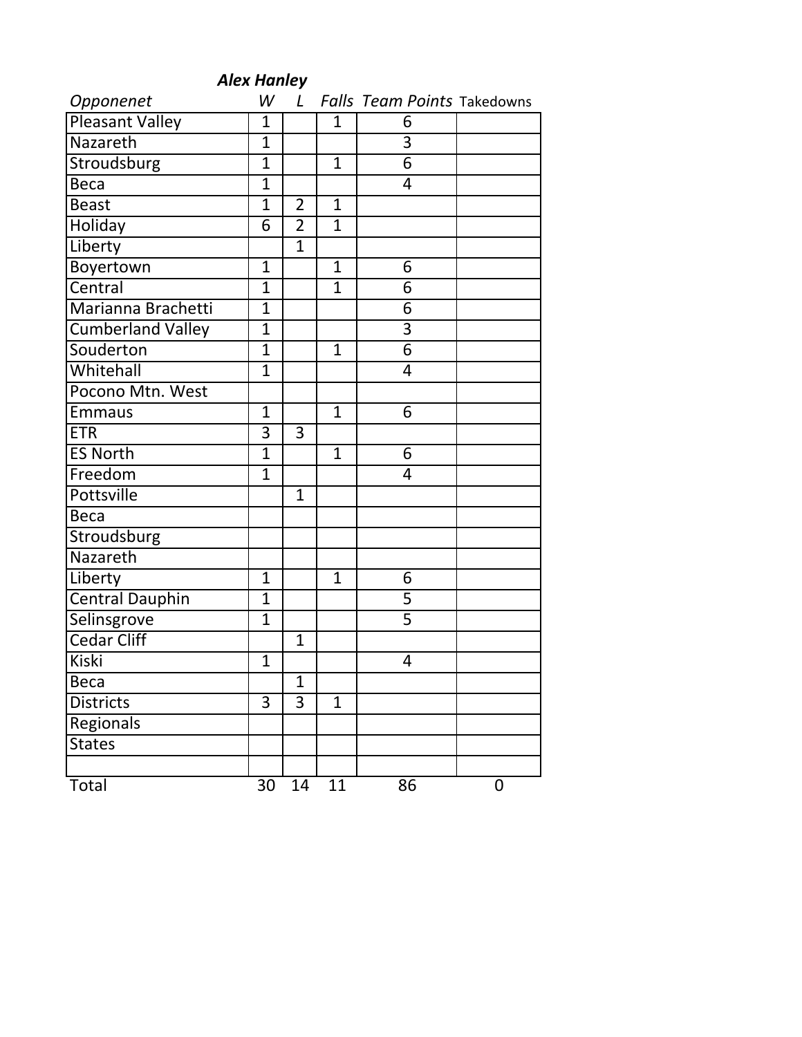***Alex Hanley***

| *Opponenet* | *W* | *L* | *Falls* | *Team Points* | Takedowns |
|---|---|---|---|---|---|
| Pleasant Valley | 1 | | 1 | 6 | |
| Nazareth | 1 | | | 3 | |
| Stroudsburg | 1 | | 1 | 6 | |
| Beca | 1 | | | 4 | |
| Beast | 1 | 2 | 1 | | |
| Holiday | 6 | 2 | 1 | | |
| Liberty | | 1 | | | |
| Boyertown | 1 | | 1 | 6 | |
| Central | 1 | | 1 | 6 | |
| Marianna Brachetti | 1 | | | 6 | |
| Cumberland Valley | 1 | | | 3 | |
| Souderton | 1 | | 1 | 6 | |
| Whitehall | 1 | | | 4 | |
| Pocono Mtn. West | | | | | |
| Emmaus | 1 | | 1 | 6 | |
| ETR | 3 | 3 | | | |
| ES North | 1 | | 1 | 6 | |
| Freedom | 1 | | | 4 | |
| Pottsville | | 1 | | | |
| Beca | | | | | |
| Stroudsburg | | | | | |
| Nazareth | | | | | |
| Liberty | 1 | | 1 | 6 | |
| Central Dauphin | 1 | | | 5 | |
| Selinsgrove | 1 | | | 5 | |
| Cedar Cliff | | 1 | | | |
| Kiski | 1 | | | 4 | |
| Beca | | 1 | | | |
| Districts | 3 | 3 | 1 | | |
| Regionals | | | | | |
| States | | | | | |
| | | | | | |
| Total | 30 | 14 | 11 | 86 | 0 |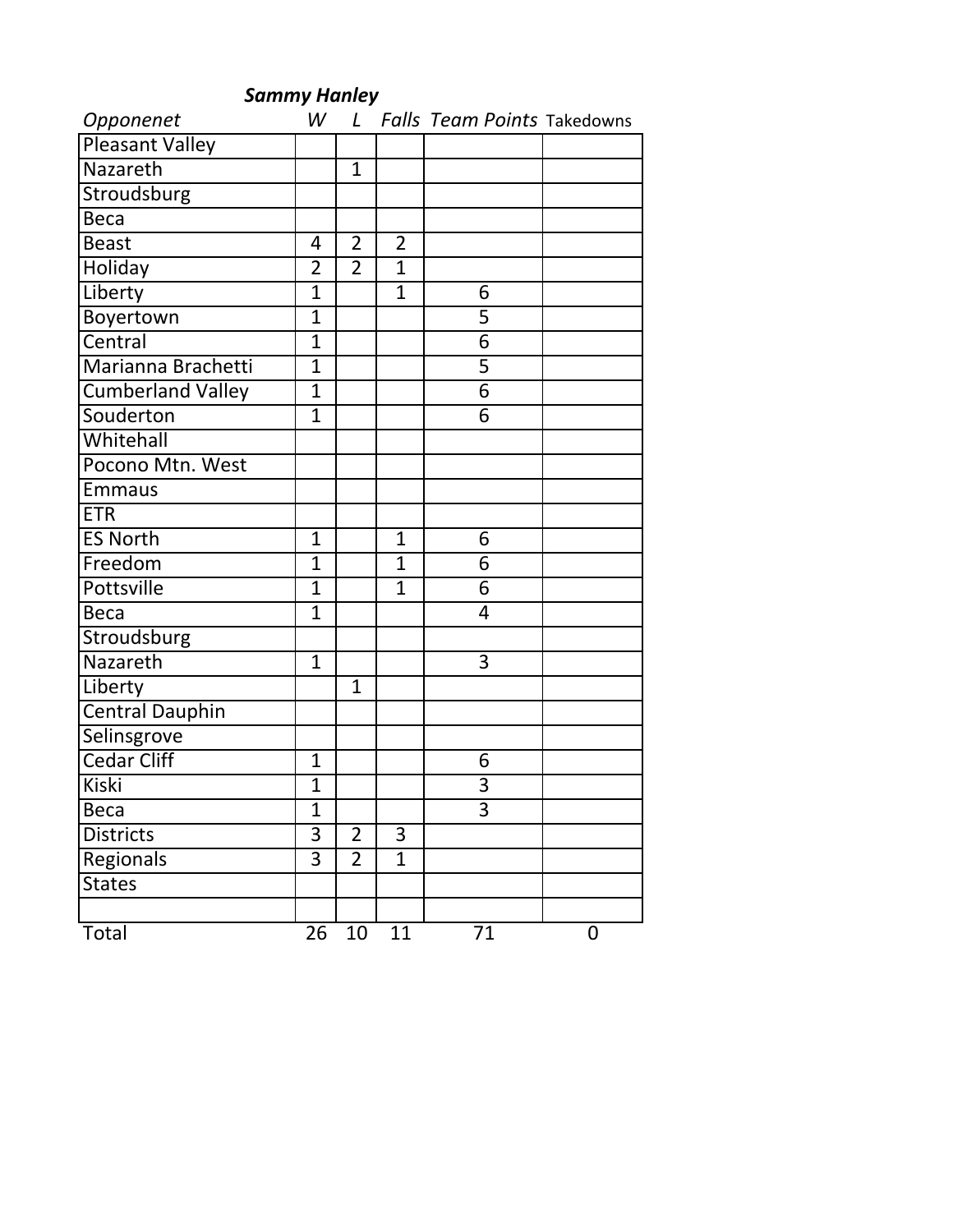***Sammy Hanley***

| *Opponenet* | *W* | *L* | *Falls* | *Team Points* | Takedowns |
|---|---|---|---|---|---|
| Pleasant Valley | | | | | |
| Nazareth | | 1 | | | |
| Stroudsburg | | | | | |
| Beca | | | | | |
| Beast | 4 | 2 | 2 | | |
| Holiday | 2 | 2 | 1 | | |
| Liberty | 1 | | 1 | 6 | |
| Boyertown | 1 | | | 5 | |
| Central | 1 | | | 6 | |
| Marianna Brachetti | 1 | | | 5 | |
| Cumberland Valley | 1 | | | 6 | |
| Souderton | 1 | | | 6 | |
| Whitehall | | | | | |
| Pocono Mtn. West | | | | | |
| Emmaus | | | | | |
| ETR | | | | | |
| ES North | 1 | | 1 | 6 | |
| Freedom | 1 | | 1 | 6 | |
| Pottsville | 1 | | 1 | 6 | |
| Beca | 1 | | | 4 | |
| Stroudsburg | | | | | |
| Nazareth | 1 | | | 3 | |
| Liberty | | 1 | | | |
| Central Dauphin | | | | | |
| Selinsgrove | | | | | |
| Cedar Cliff | 1 | | | 6 | |
| Kiski | 1 | | | 3 | |
| Beca | 1 | | | 3 | |
| Districts | 3 | 2 | 3 | | |
| Regionals | 3 | 2 | 1 | | |
| States | | | | | |
| | | | | | |
| Total | 26 | 10 | 11 | 71 | 0 |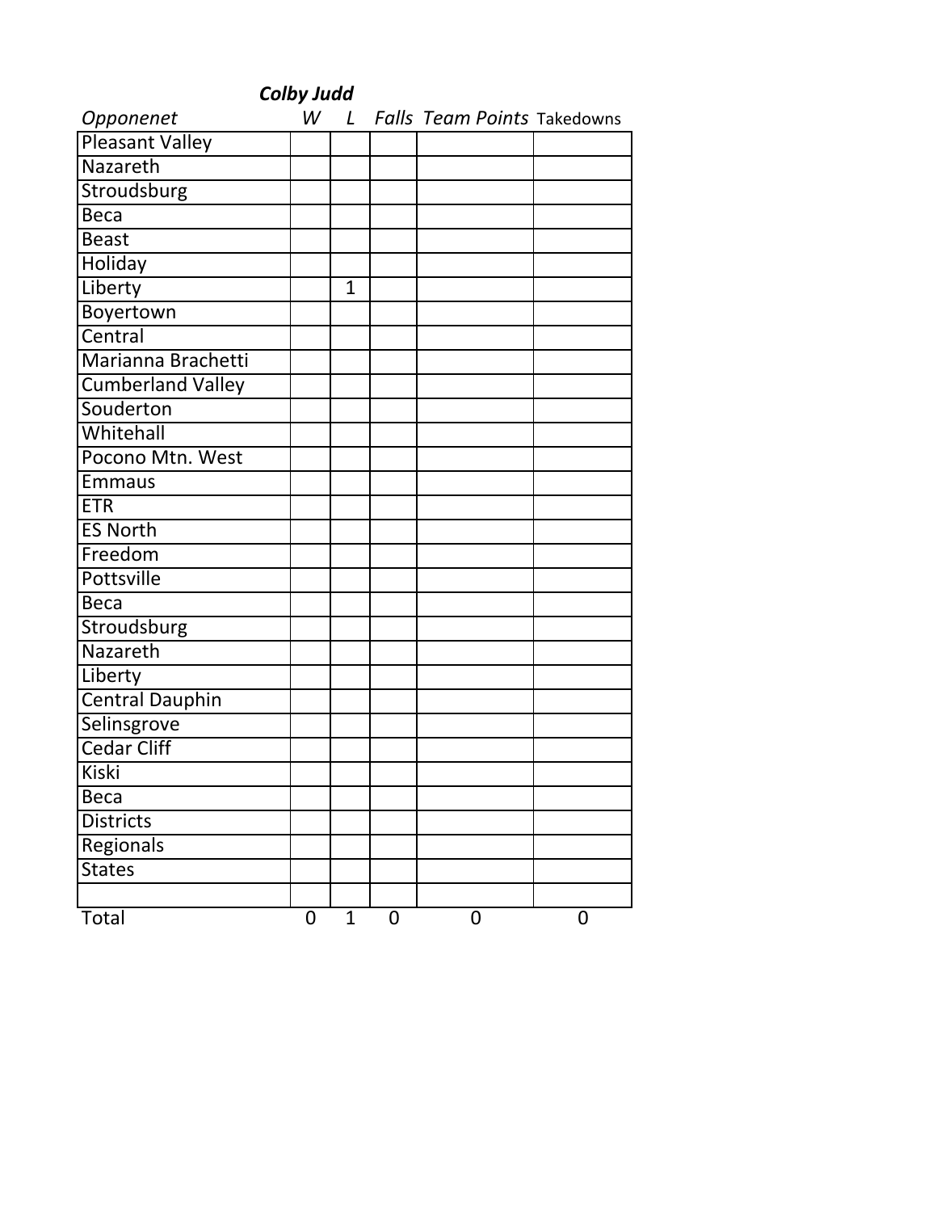***Colby Judd***

| *Opponenet* | *W* | *L* | *Falls* | *Team Points* | Takedowns |
|---|---|---|---|---|---|
| Pleasant Valley | | | | | |
| Nazareth | | | | | |
| Stroudsburg | | | | | |
| Beca | | | | | |
| Beast | | | | | |
| Holiday | | | | | |
| Liberty | | 1 | | | |
| Boyertown | | | | | |
| Central | | | | | |
| Marianna Brachetti | | | | | |
| Cumberland Valley | | | | | |
| Souderton | | | | | |
| Whitehall | | | | | |
| Pocono Mtn. West | | | | | |
| Emmaus | | | | | |
| ETR | | | | | |
| ES North | | | | | |
| Freedom | | | | | |
| Pottsville | | | | | |
| Beca | | | | | |
| Stroudsburg | | | | | |
| Nazareth | | | | | |
| Liberty | | | | | |
| Central Dauphin | | | | | |
| Selinsgrove | | | | | |
| Cedar Cliff | | | | | |
| Kiski | | | | | |
| Beca | | | | | |
| Districts | | | | | |
| Regionals | | | | | |
| States | | | | | |
| | | | | | |
| Total | 0 | 1 | 0 | 0 | 0 |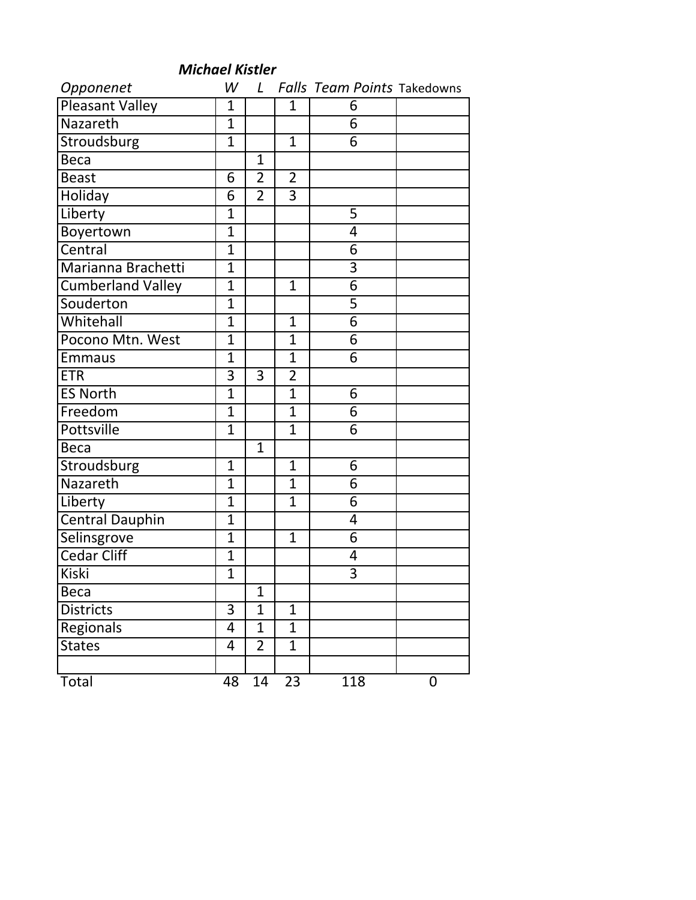***Michael Kistler***

| *Opponenet* | *W* | *L* | *Falls* | *Team Points* | Takedowns |
|---|---|---|---|---|---|
| Pleasant Valley | 1 | | 1 | 6 | |
| Nazareth | 1 | | | 6 | |
| Stroudsburg | 1 | | 1 | 6 | |
| Beca | | 1 | | | |
| Beast | 6 | 2 | 2 | | |
| Holiday | 6 | 2 | 3 | | |
| Liberty | 1 | | | 5 | |
| Boyertown | 1 | | | 4 | |
| Central | 1 | | | 6 | |
| Marianna Brachetti | 1 | | | 3 | |
| Cumberland Valley | 1 | | 1 | 6 | |
| Souderton | 1 | | | 5 | |
| Whitehall | 1 | | 1 | 6 | |
| Pocono Mtn. West | 1 | | 1 | 6 | |
| Emmaus | 1 | | 1 | 6 | |
| ETR | 3 | 3 | 2 | | |
| ES North | 1 | | 1 | 6 | |
| Freedom | 1 | | 1 | 6 | |
| Pottsville | 1 | | 1 | 6 | |
| Beca | | 1 | | | |
| Stroudsburg | 1 | | 1 | 6 | |
| Nazareth | 1 | | 1 | 6 | |
| Liberty | 1 | | 1 | 6 | |
| Central Dauphin | 1 | | | 4 | |
| Selinsgrove | 1 | | 1 | 6 | |
| Cedar Cliff | 1 | | | 4 | |
| Kiski | 1 | | | 3 | |
| Beca | | 1 | | | |
| Districts | 3 | 1 | 1 | | |
| Regionals | 4 | 1 | 1 | | |
| States | 4 | 2 | 1 | | |
| | | | | | |
| Total | 48 | 14 | 23 | 118 | 0 |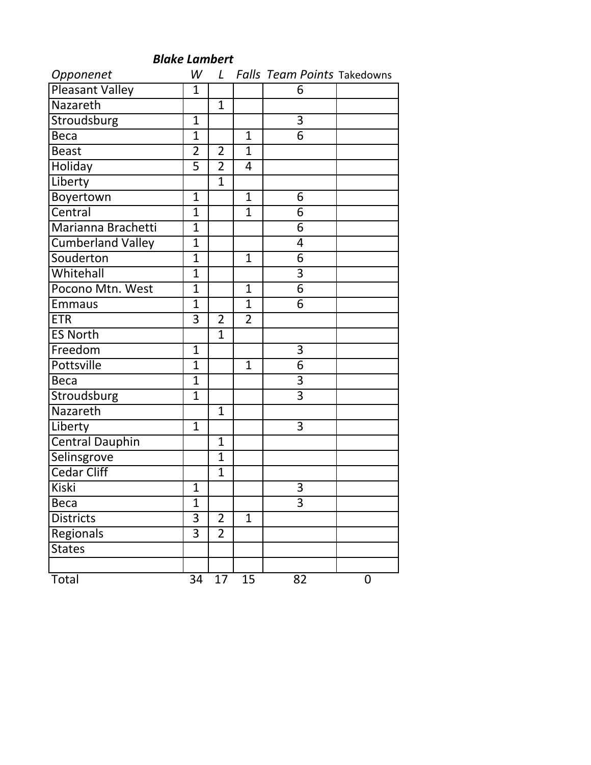***Blake Lambert***

| *Opponenet* | *W* | *L* | *Falls* | *Team Points* | Takedowns |
|---|---|---|---|---|---|
| Pleasant Valley | 1 | | | 6 | |
| Nazareth | | 1 | | | |
| Stroudsburg | 1 | | | 3 | |
| Beca | 1 | | 1 | 6 | |
| Beast | 2 | 2 | 1 | | |
| Holiday | 5 | 2 | 4 | | |
| Liberty | | 1 | | | |
| Boyertown | 1 | | 1 | 6 | |
| Central | 1 | | 1 | 6 | |
| Marianna Brachetti | 1 | | | 6 | |
| Cumberland Valley | 1 | | | 4 | |
| Souderton | 1 | | 1 | 6 | |
| Whitehall | 1 | | | 3 | |
| Pocono Mtn. West | 1 | | 1 | 6 | |
| Emmaus | 1 | | 1 | 6 | |
| ETR | 3 | 2 | 2 | | |
| ES North | | 1 | | | |
| Freedom | 1 | | | 3 | |
| Pottsville | 1 | | 1 | 6 | |
| Beca | 1 | | | 3 | |
| Stroudsburg | 1 | | | 3 | |
| Nazareth | | 1 | | | |
| Liberty | 1 | | | 3 | |
| Central Dauphin | | 1 | | | |
| Selinsgrove | | 1 | | | |
| Cedar Cliff | | 1 | | | |
| Kiski | 1 | | | 3 | |
| Beca | 1 | | | 3 | |
| Districts | 3 | 2 | 1 | | |
| Regionals | 3 | 2 | | | |
| States | | | | | |
| | | | | | |
| Total | 34 | 17 | 15 | 82 | 0 |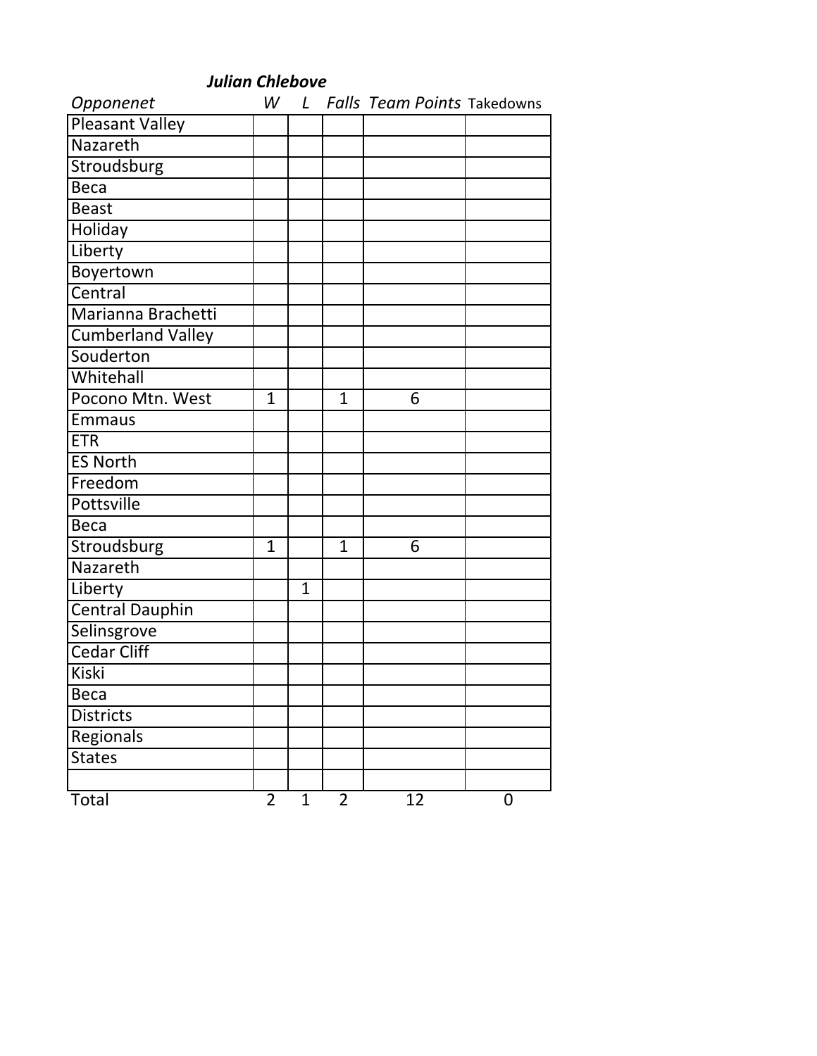***Julian Chlebove***

| *Opponenet* | *W* | *L* | *Falls* | *Team Points* | Takedowns |
|---|---|---|---|---|---|
| Pleasant Valley | | | | | |
| Nazareth | | | | | |
| Stroudsburg | | | | | |
| Beca | | | | | |
| Beast | | | | | |
| Holiday | | | | | |
| Liberty | | | | | |
| Boyertown | | | | | |
| Central | | | | | |
| Marianna Brachetti | | | | | |
| Cumberland Valley | | | | | |
| Souderton | | | | | |
| Whitehall | | | | | |
| Pocono Mtn. West | 1 | | 1 | 6 | |
| Emmaus | | | | | |
| ETR | | | | | |
| ES North | | | | | |
| Freedom | | | | | |
| Pottsville | | | | | |
| Beca | | | | | |
| Stroudsburg | 1 | | 1 | 6 | |
| Nazareth | | | | | |
| Liberty | | 1 | | | |
| Central Dauphin | | | | | |
| Selinsgrove | | | | | |
| Cedar Cliff | | | | | |
| Kiski | | | | | |
| Beca | | | | | |
| Districts | | | | | |
| Regionals | | | | | |
| States | | | | | |
| | | | | | |
| Total | 2 | 1 | 2 | 12 | 0 |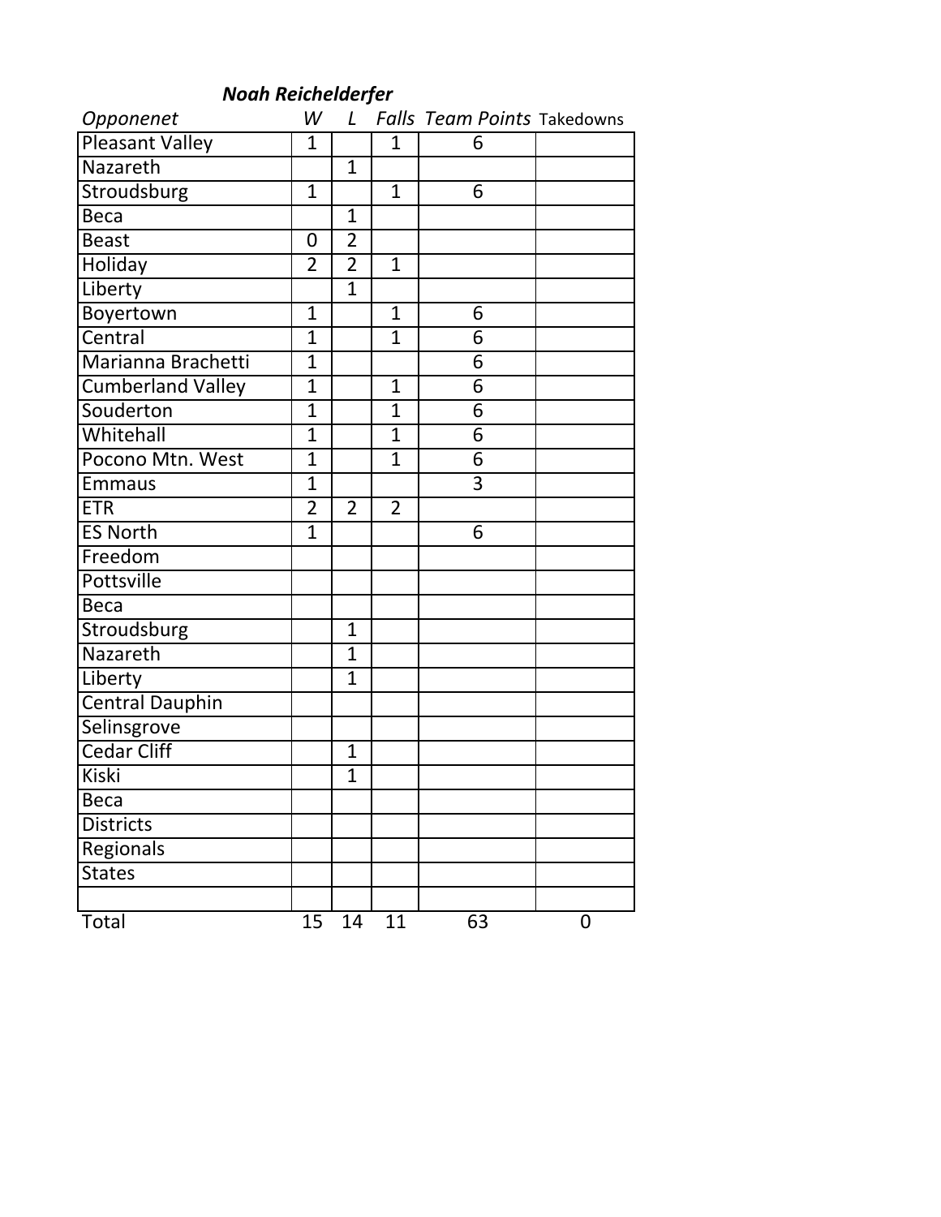***Noah Reichelderfer***

| *Opponenet* | *W* | *L* | *Falls* | *Team Points* | Takedowns |
|---|---|---|---|---|---|
| Pleasant Valley | 1 | | 1 | 6 | |
| Nazareth | | 1 | | | |
| Stroudsburg | 1 | | 1 | 6 | |
| Beca | | 1 | | | |
| Beast | 0 | 2 | | | |
| Holiday | 2 | 2 | 1 | | |
| Liberty | | 1 | | | |
| Boyertown | 1 | | 1 | 6 | |
| Central | 1 | | 1 | 6 | |
| Marianna Brachetti | 1 | | | 6 | |
| Cumberland Valley | 1 | | 1 | 6 | |
| Souderton | 1 | | 1 | 6 | |
| Whitehall | 1 | | 1 | 6 | |
| Pocono Mtn. West | 1 | | 1 | 6 | |
| Emmaus | 1 | | | 3 | |
| ETR | 2 | 2 | 2 | | |
| ES North | 1 | | | 6 | |
| Freedom | | | | | |
| Pottsville | | | | | |
| Beca | | | | | |
| Stroudsburg | | 1 | | | |
| Nazareth | | 1 | | | |
| Liberty | | 1 | | | |
| Central Dauphin | | | | | |
| Selinsgrove | | | | | |
| Cedar Cliff | | 1 | | | |
| Kiski | | 1 | | | |
| Beca | | | | | |
| Districts | | | | | |
| Regionals | | | | | |
| States | | | | | |
| | | | | | |
| Total | 15 | 14 | 11 | 63 | 0 |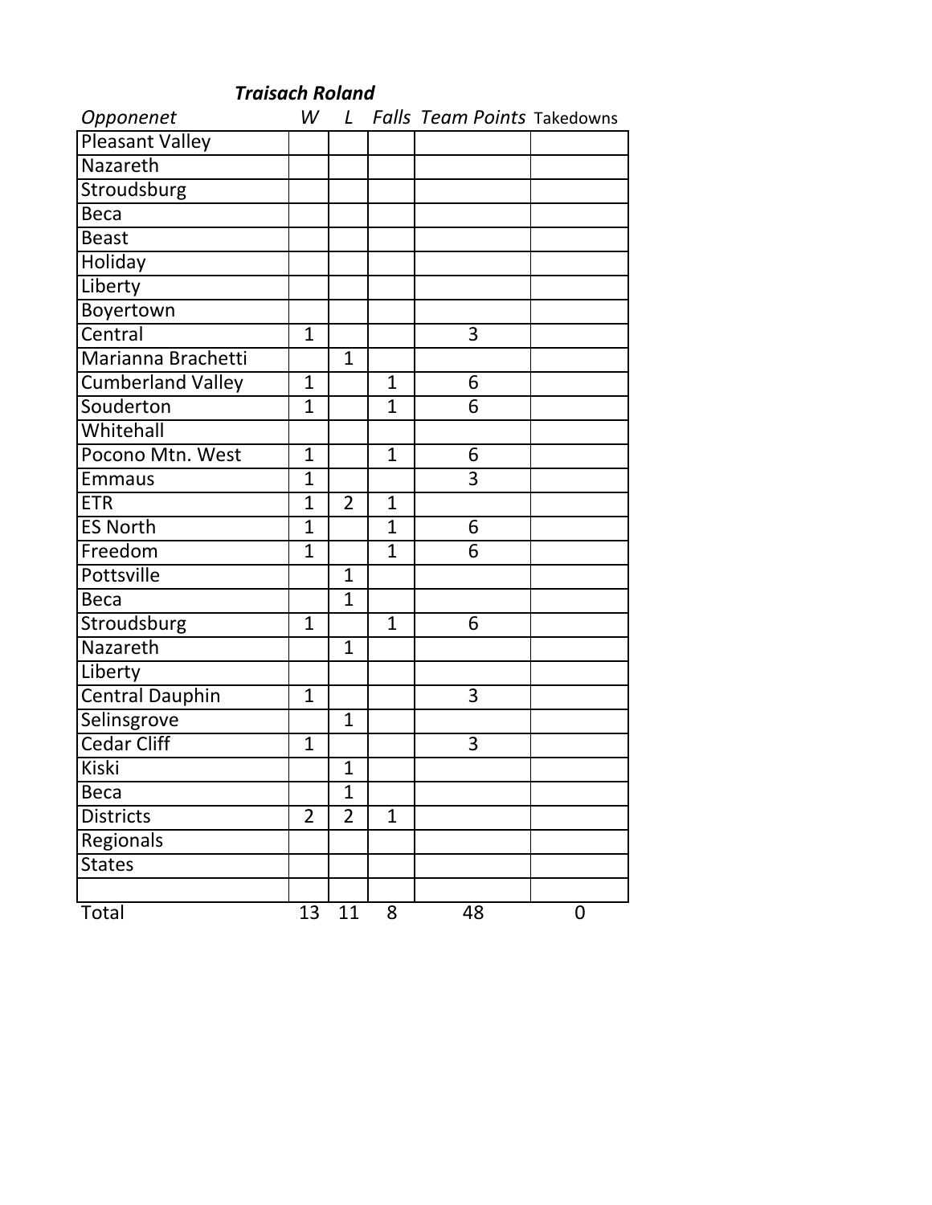***Traisach Roland***

| *Opponenet* | *W* | *L* | *Falls* | *Team Points* | Takedowns |
|---|---|---|---|---|---|
| Pleasant Valley | | | | | |
| Nazareth | | | | | |
| Stroudsburg | | | | | |
| Beca | | | | | |
| Beast | | | | | |
| Holiday | | | | | |
| Liberty | | | | | |
| Boyertown | | | | | |
| Central | 1 | | | 3 | |
| Marianna Brachetti | | 1 | | | |
| Cumberland Valley | 1 | | 1 | 6 | |
| Souderton | 1 | | 1 | 6 | |
| Whitehall | | | | | |
| Pocono Mtn. West | 1 | | 1 | 6 | |
| Emmaus | 1 | | | 3 | |
| ETR | 1 | 2 | 1 | | |
| ES North | 1 | | 1 | 6 | |
| Freedom | 1 | | 1 | 6 | |
| Pottsville | | 1 | | | |
| Beca | | 1 | | | |
| Stroudsburg | 1 | | 1 | 6 | |
| Nazareth | | 1 | | | |
| Liberty | | | | | |
| Central Dauphin | 1 | | | 3 | |
| Selinsgrove | | 1 | | | |
| Cedar Cliff | 1 | | | 3 | |
| Kiski | | 1 | | | |
| Beca | | 1 | | | |
| Districts | 2 | 2 | 1 | | |
| Regionals | | | | | |
| States | | | | | |
| | | | | | |
| Total | 13 | 11 | 8 | 48 | 0 |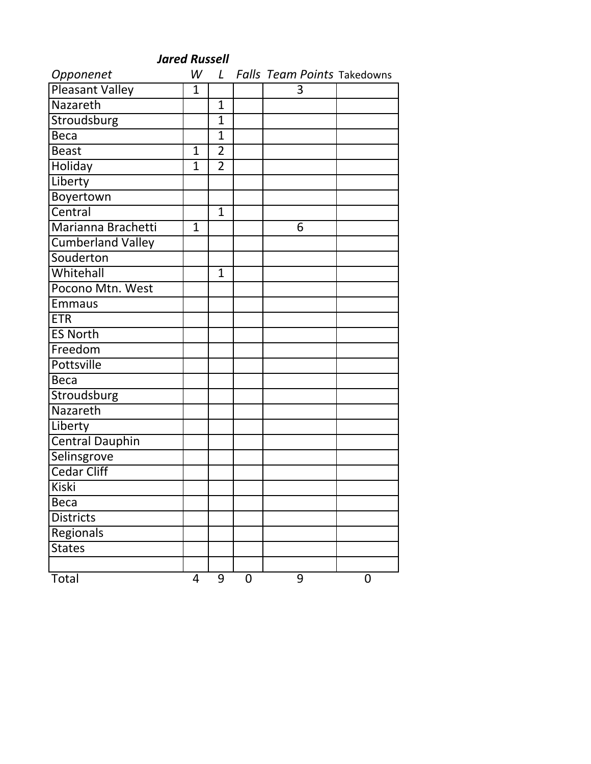***Jared Russell***

| *Opponenet* | *W* | *L* | *Falls* | *Team Points* | Takedowns |
|---|---|---|---|---|---|
| Pleasant Valley | 1 | | | 3 | |
| Nazareth | | 1 | | | |
| Stroudsburg | | 1 | | | |
| Beca | | 1 | | | |
| Beast | 1 | 2 | | | |
| Holiday | 1 | 2 | | | |
| Liberty | | | | | |
| Boyertown | | | | | |
| Central | | 1 | | | |
| Marianna Brachetti | 1 | | | 6 | |
| Cumberland Valley | | | | | |
| Souderton | | | | | |
| Whitehall | | 1 | | | |
| Pocono Mtn. West | | | | | |
| Emmaus | | | | | |
| ETR | | | | | |
| ES North | | | | | |
| Freedom | | | | | |
| Pottsville | | | | | |
| Beca | | | | | |
| Stroudsburg | | | | | |
| Nazareth | | | | | |
| Liberty | | | | | |
| Central Dauphin | | | | | |
| Selinsgrove | | | | | |
| Cedar Cliff | | | | | |
| Kiski | | | | | |
| Beca | | | | | |
| Districts | | | | | |
| Regionals | | | | | |
| States | | | | | |
| | | | | | |
| Total | 4 | 9 | 0 | 9 | 0 |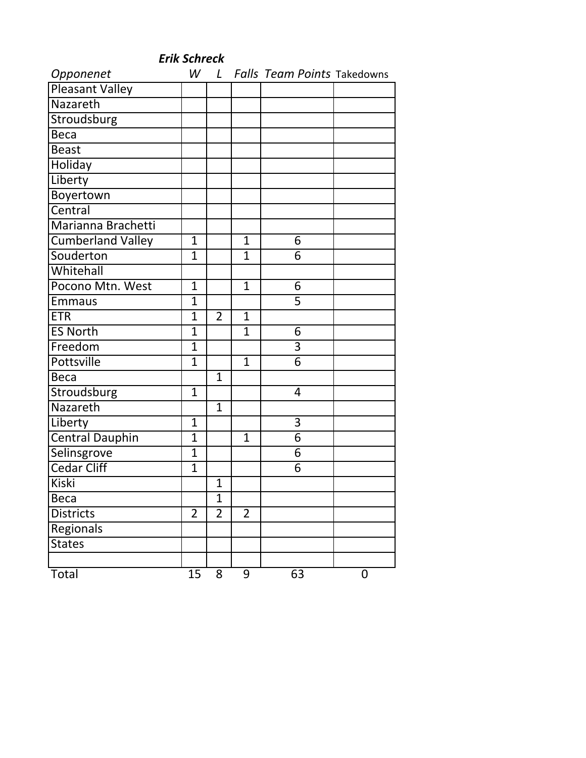***Erik Schreck***

| *Opponenet* | *W* | *L* | *Falls* | *Team Points* | Takedowns |
|---|---|---|---|---|---|
| Pleasant Valley | | | | | |
| Nazareth | | | | | |
| Stroudsburg | | | | | |
| Beca | | | | | |
| Beast | | | | | |
| Holiday | | | | | |
| Liberty | | | | | |
| Boyertown | | | | | |
| Central | | | | | |
| Marianna Brachetti | | | | | |
| Cumberland Valley | 1 | | 1 | 6 | |
| Souderton | 1 | | 1 | 6 | |
| Whitehall | | | | | |
| Pocono Mtn. West | 1 | | 1 | 6 | |
| Emmaus | 1 | | | 5 | |
| ETR | 1 | 2 | 1 | | |
| ES North | 1 | | 1 | 6 | |
| Freedom | 1 | | | 3 | |
| Pottsville | 1 | | 1 | 6 | |
| Beca | | 1 | | | |
| Stroudsburg | 1 | | | 4 | |
| Nazareth | | 1 | | | |
| Liberty | 1 | | | 3 | |
| Central Dauphin | 1 | | 1 | 6 | |
| Selinsgrove | 1 | | | 6 | |
| Cedar Cliff | 1 | | | 6 | |
| Kiski | | 1 | | | |
| Beca | | 1 | | | |
| Districts | 2 | 2 | 2 | | |
| Regionals | | | | | |
| States | | | | | |
| | | | | | |
| Total | 15 | 8 | 9 | 63 | 0 |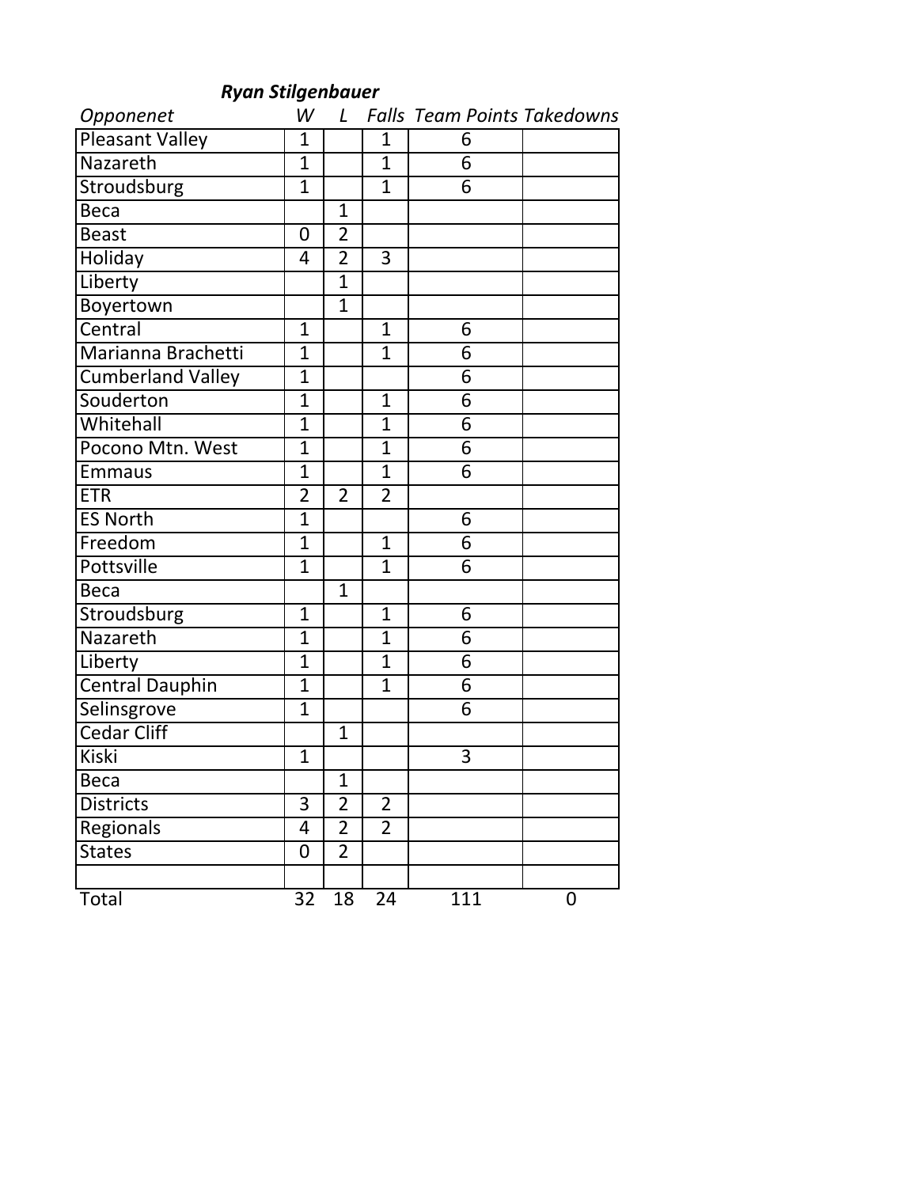***Ryan Stilgenbauer***

| *Opponenet* | *W* | *L* | *Falls* | *Team Points* | *Takedowns* |
|---|---|---|---|---|---|
| Pleasant Valley | 1 | | 1 | 6 | |
| Nazareth | 1 | | 1 | 6 | |
| Stroudsburg | 1 | | 1 | 6 | |
| Beca | | 1 | | | |
| Beast | 0 | 2 | | | |
| Holiday | 4 | 2 | 3 | | |
| Liberty | | 1 | | | |
| Boyertown | | 1 | | | |
| Central | 1 | | 1 | 6 | |
| Marianna Brachetti | 1 | | 1 | 6 | |
| Cumberland Valley | 1 | | | 6 | |
| Souderton | 1 | | 1 | 6 | |
| Whitehall | 1 | | 1 | 6 | |
| Pocono Mtn. West | 1 | | 1 | 6 | |
| Emmaus | 1 | | 1 | 6 | |
| ETR | 2 | 2 | 2 | | |
| ES North | 1 | | | 6 | |
| Freedom | 1 | | 1 | 6 | |
| Pottsville | 1 | | 1 | 6 | |
| Beca | | 1 | | | |
| Stroudsburg | 1 | | 1 | 6 | |
| Nazareth | 1 | | 1 | 6 | |
| Liberty | 1 | | 1 | 6 | |
| Central Dauphin | 1 | | 1 | 6 | |
| Selinsgrove | 1 | | | 6 | |
| Cedar Cliff | | 1 | | | |
| Kiski | 1 | | | 3 | |
| Beca | | 1 | | | |
| Districts | 3 | 2 | 2 | | |
| Regionals | 4 | 2 | 2 | | |
| States | 0 | 2 | | | |
| | | | | | |
| Total | 32 | 18 | 24 | 111 | 0 |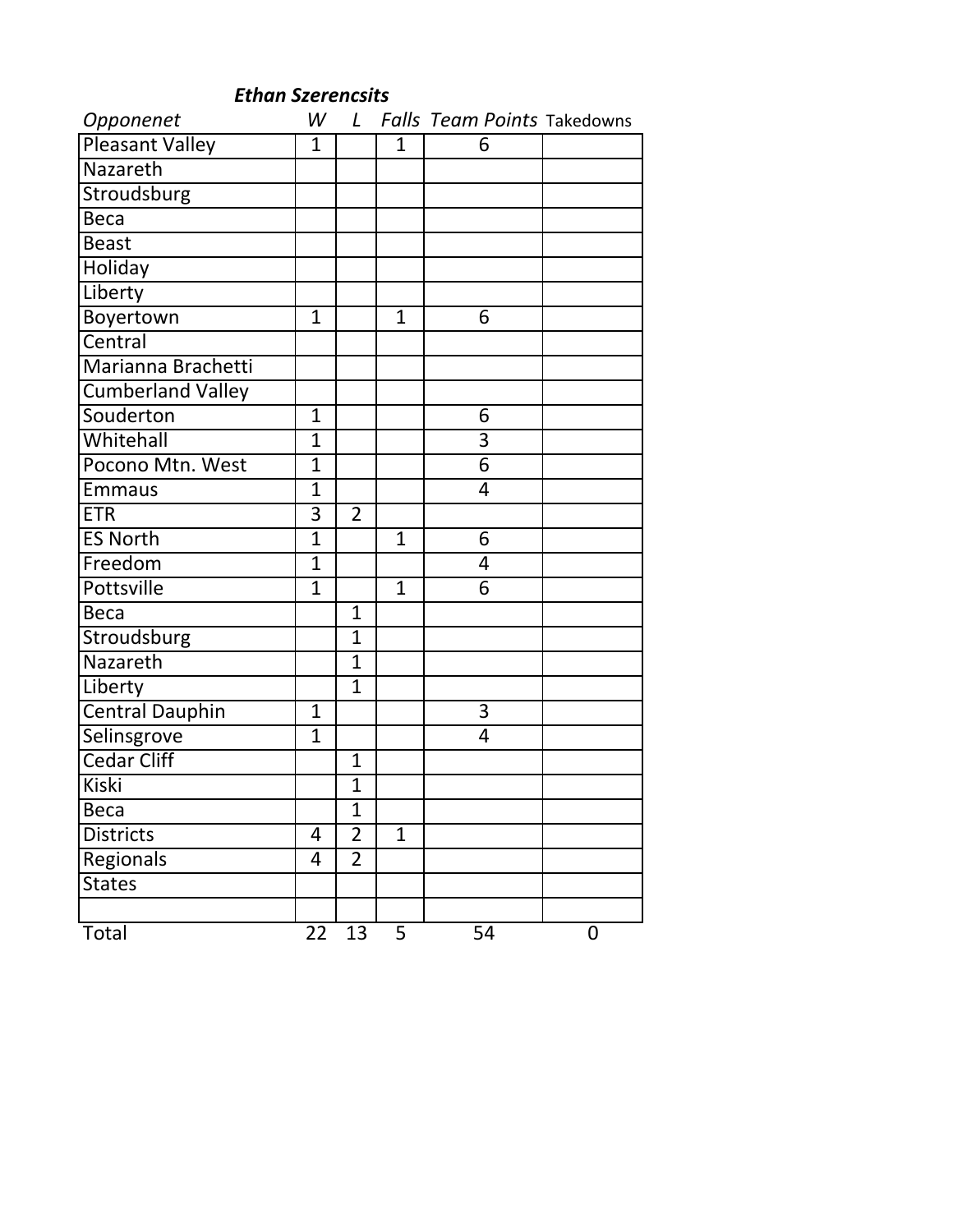**Ethan Szerencsits**

| Opponenet | W | L | Falls | Team Points | Takedowns |
|---|---|---|---|---|---|
| Pleasant Valley | 1 | | 1 | 6 | |
| Nazareth | | | | | |
| Stroudsburg | | | | | |
| Beca | | | | | |
| Beast | | | | | |
| Holiday | | | | | |
| Liberty | | | | | |
| Boyertown | 1 | | 1 | 6 | |
| Central | | | | | |
| Marianna Brachetti | | | | | |
| Cumberland Valley | | | | | |
| Souderton | 1 | | | 6 | |
| Whitehall | 1 | | | 3 | |
| Pocono Mtn. West | 1 | | | 6 | |
| Emmaus | 1 | | | 4 | |
| ETR | 3 | 2 | | | |
| ES North | 1 | | 1 | 6 | |
| Freedom | 1 | | | 4 | |
| Pottsville | 1 | | 1 | 6 | |
| Beca | | 1 | | | |
| Stroudsburg | | 1 | | | |
| Nazareth | | 1 | | | |
| Liberty | | 1 | | | |
| Central Dauphin | 1 | | | 3 | |
| Selinsgrove | 1 | | | 4 | |
| Cedar Cliff | | 1 | | | |
| Kiski | | 1 | | | |
| Beca | | 1 | | | |
| Districts | 4 | 2 | 1 | | |
| Regionals | 4 | 2 | | | |
| States | | | | | |
| | | | | | |
| Total | 22 | 13 | 5 | 54 | 0 |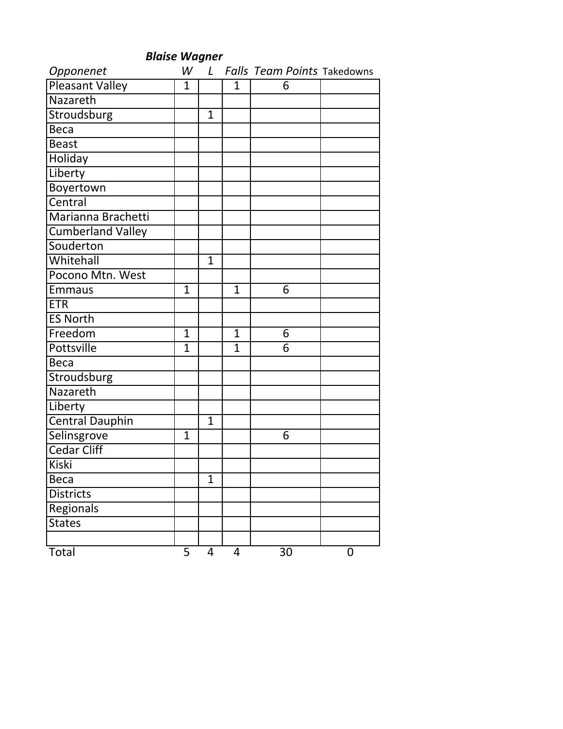***Blaise Wagner***

| *Opponenet* | *W* | *L* | *Falls* | *Team Points* | Takedowns |
|---|---|---|---|---|---|
| Pleasant Valley | 1 | | 1 | 6 | |
| Nazareth | | | | | |
| Stroudsburg | | 1 | | | |
| Beca | | | | | |
| Beast | | | | | |
| Holiday | | | | | |
| Liberty | | | | | |
| Boyertown | | | | | |
| Central | | | | | |
| Marianna Brachetti | | | | | |
| Cumberland Valley | | | | | |
| Souderton | | | | | |
| Whitehall | | 1 | | | |
| Pocono Mtn. West | | | | | |
| Emmaus | 1 | | 1 | 6 | |
| ETR | | | | | |
| ES North | | | | | |
| Freedom | 1 | | 1 | 6 | |
| Pottsville | 1 | | 1 | 6 | |
| Beca | | | | | |
| Stroudsburg | | | | | |
| Nazareth | | | | | |
| Liberty | | | | | |
| Central Dauphin | | 1 | | | |
| Selinsgrove | 1 | | | 6 | |
| Cedar Cliff | | | | | |
| Kiski | | | | | |
| Beca | | 1 | | | |
| Districts | | | | | |
| Regionals | | | | | |
| States | | | | | |
| | | | | | |
| Total | 5 | 4 | 4 | 30 | 0 |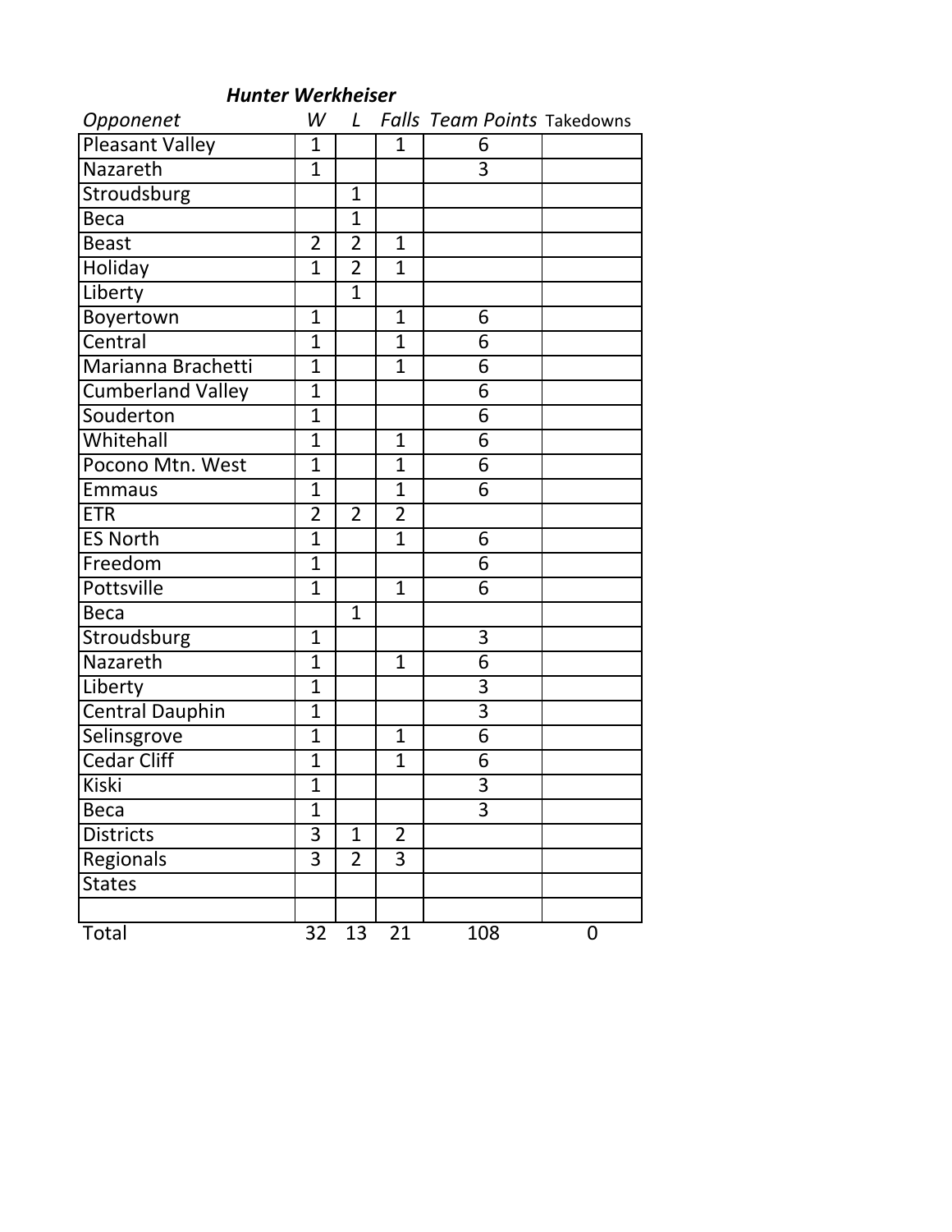***Hunter Werkheiser***

| *Opponenet* | *W* | *L* | *Falls* | *Team Points* | Takedowns |
|---|---|---|---|---|---|
| Pleasant Valley | 1 | | 1 | 6 | |
| Nazareth | 1 | | | 3 | |
| Stroudsburg | | 1 | | | |
| Beca | | 1 | | | |
| Beast | 2 | 2 | 1 | | |
| Holiday | 1 | 2 | 1 | | |
| Liberty | | 1 | | | |
| Boyertown | 1 | | 1 | 6 | |
| Central | 1 | | 1 | 6 | |
| Marianna Brachetti | 1 | | 1 | 6 | |
| Cumberland Valley | 1 | | | 6 | |
| Souderton | 1 | | | 6 | |
| Whitehall | 1 | | 1 | 6 | |
| Pocono Mtn. West | 1 | | 1 | 6 | |
| Emmaus | 1 | | 1 | 6 | |
| ETR | 2 | 2 | 2 | | |
| ES North | 1 | | 1 | 6 | |
| Freedom | 1 | | | 6 | |
| Pottsville | 1 | | 1 | 6 | |
| Beca | | 1 | | | |
| Stroudsburg | 1 | | | 3 | |
| Nazareth | 1 | | 1 | 6 | |
| Liberty | 1 | | | 3 | |
| Central Dauphin | 1 | | | 3 | |
| Selinsgrove | 1 | | 1 | 6 | |
| Cedar Cliff | 1 | | 1 | 6 | |
| Kiski | 1 | | | 3 | |
| Beca | 1 | | | 3 | |
| Districts | 3 | 1 | 2 | | |
| Regionals | 3 | 2 | 3 | | |
| States | | | | | |
| | | | | | |
| Total | 32 | 13 | 21 | 108 | 0 |